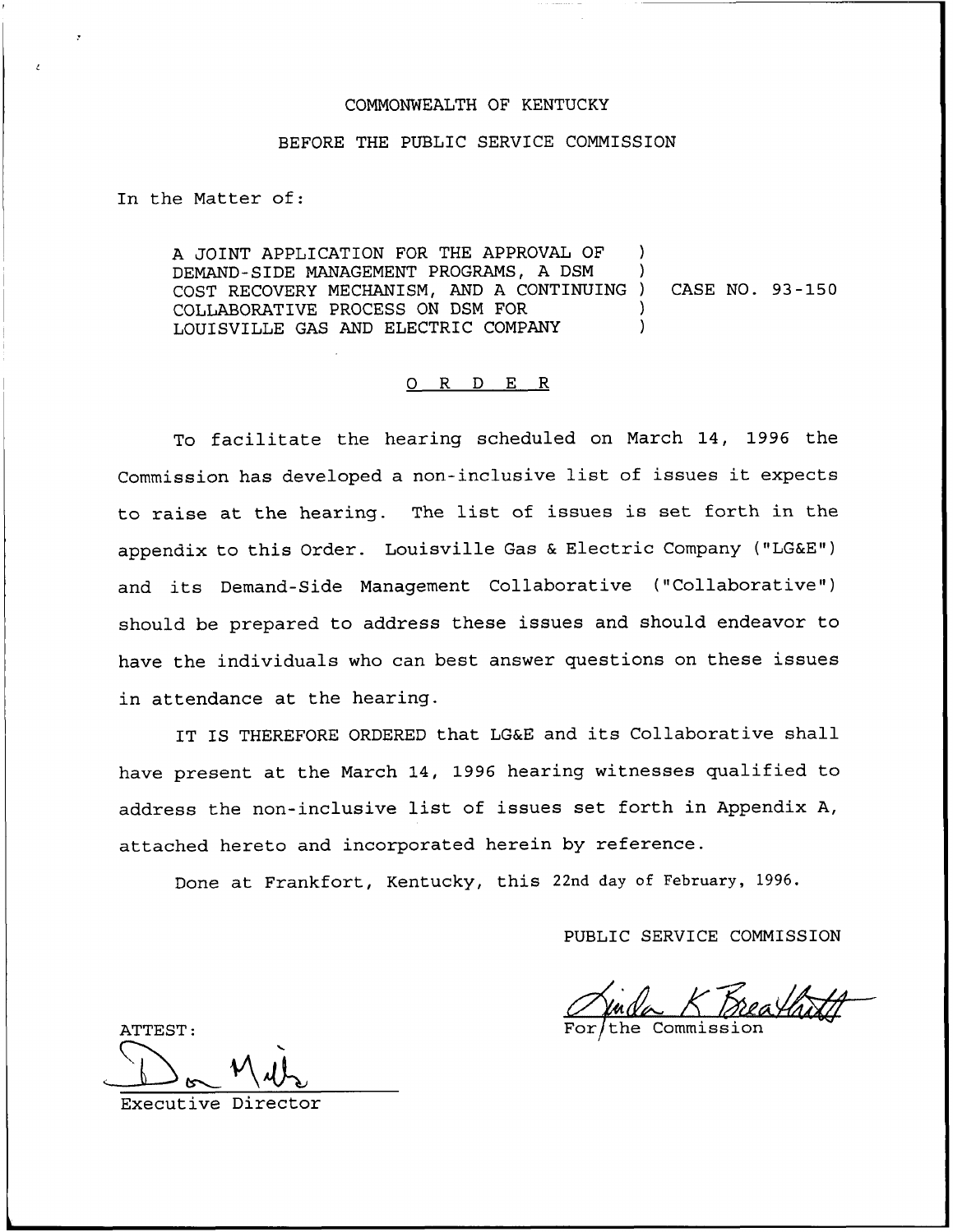COMMONWEALTH OF KENTUCKY

BEFORE THE PUBLIC SERVICE COMMISSION

In the Matter of:

A JOINT APPLICATION FOR THE APPROVAL OF DEMAND-SIDE MANAGEMENT PROGRAMS, A DSM COST RECOVERY MECHANISM, AND A CONTINUING COLLABORATIVE PROCESS ON DSM FOR LOUISVILLE GAS AND ELECTRIC COMPANY ) CASE NO. 93-150

O R D E R

To facilitate the hearing scheduled on March 14, 1996 the Commission has developed a non-inclusive list of issues it expects to raise at the hearing. The list of issues is set forth in the appendix to this Order. Louisville Gas & Electric Company ("LG&E") and its Demand-Side Management Collaborative ("Collaborative") should be prepared to address these issues and should endeavor to have the individuals who can best answer questions on these issues in attendance at the hearing.

IT IS THEREFORE ORDERED that LG&E and its Collaborative shall have present at the March 14, 1996 hearing witnesses qualified to address the non-inclusive list of issues set forth in Appendix A, attached hereto and incorporated herein by reference.

Done at Frankfort, Kentucky, this 22nd day of February, 1996.

PUBLIC SERVICE COMMISSION

Linda K Breathitt
For the Commission

ATTEST:

Don Mills
Executive Director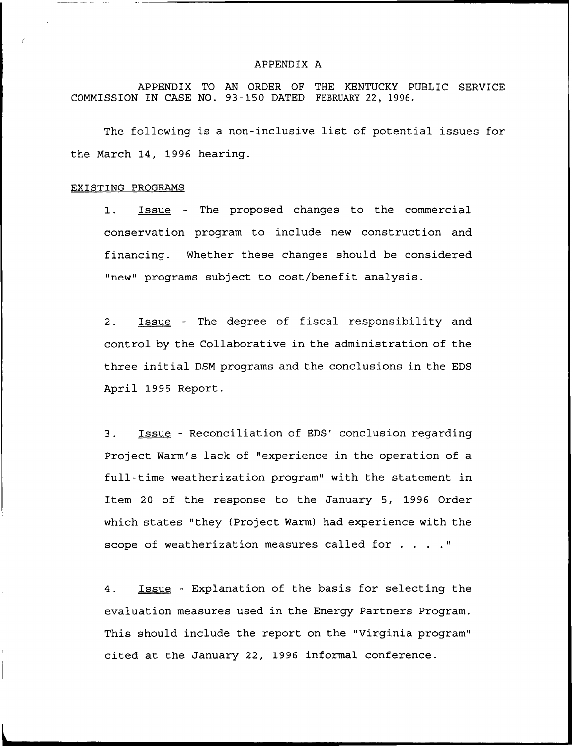APPENDIX A

APPENDIX TO AN ORDER OF THE KENTUCKY PUBLIC SERVICE COMMISSION IN CASE NO. 93-150 DATED FEBRUARY 22, 1996.

The following is a non-inclusive list of potential issues for the March 14, 1996 hearing.

EXISTING PROGRAMS

1. Issue - The proposed changes to the commercial conservation program to include new construction and financing. Whether these changes should be considered "new" programs subject to cost/benefit analysis.

2. Issue - The degree of fiscal responsibility and control by the Collaborative in the administration of the three initial DSM programs and the conclusions in the EDS April 1995 Report.

3. Issue - Reconciliation of EDS' conclusion regarding Project Warm's lack of "experience in the operation of a full-time weatherization program" with the statement in Item 20 of the response to the January 5, 1996 Order which states "they (Project Warm) had experience with the scope of weatherization measures called for . . . ."

4. Issue - Explanation of the basis for selecting the evaluation measures used in the Energy Partners Program. This should include the report on the "Virginia program" cited at the January 22, 1996 informal conference.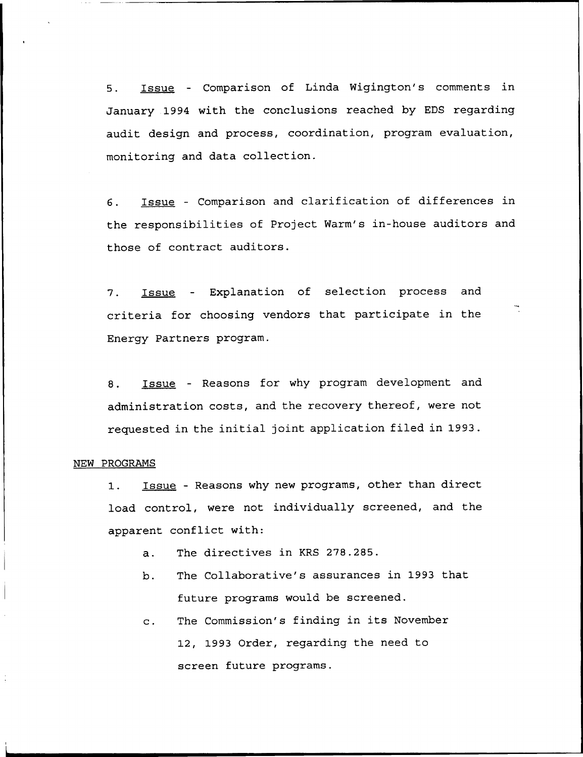5. Issue - Comparison of Linda Wigington's comments in January 1994 with the conclusions reached by EDS regarding audit design and process, coordination, program evaluation, monitoring and data collection.

6. Issue - Comparison and clarification of differences in the responsibilities of Project Warm's in-house auditors and those of contract auditors.

7. Issue - Explanation of selection process and criteria for choosing vendors that participate in the Energy Partners program.

8. Issue - Reasons for why program development and administration costs, and the recovery thereof, were not requested in the initial joint application filed in 1993.

NEW PROGRAMS

1. Issue - Reasons why new programs, other than direct load control, were not individually screened, and the apparent conflict with:

   a. The directives in KRS 278.285.

   b. The Collaborative's assurances in 1993 that future programs would be screened.

   c. The Commission's finding in its November 12, 1993 Order, regarding the need to screen future programs.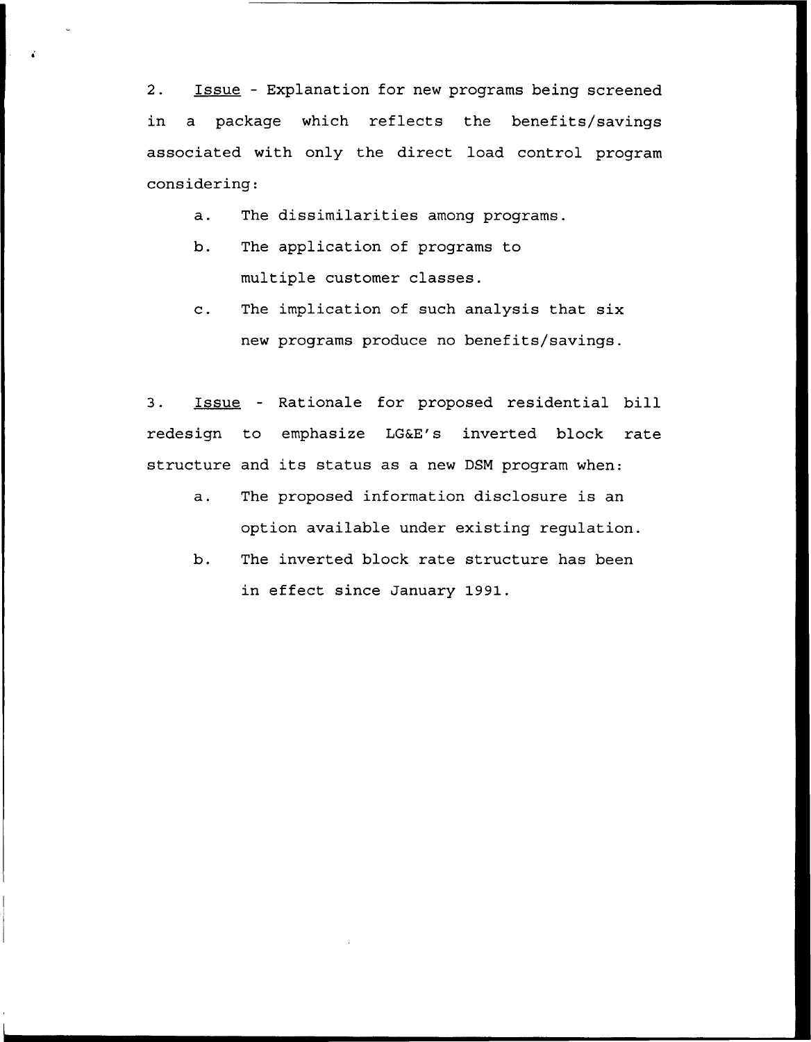2. Issue - Explanation for new programs being screened in a package which reflects the benefits/savings associated with only the direct load control program considering:

   a. The dissimilarities among programs.

   b. The application of programs to multiple customer classes.

   c. The implication of such analysis that six new programs produce no benefits/savings.

3. Issue - Rationale for proposed residential bill redesign to emphasize LG&E's inverted block rate structure and its status as a new DSM program when:

   a. The proposed information disclosure is an option available under existing regulation.

   b. The inverted block rate structure has been in effect since January 1991.